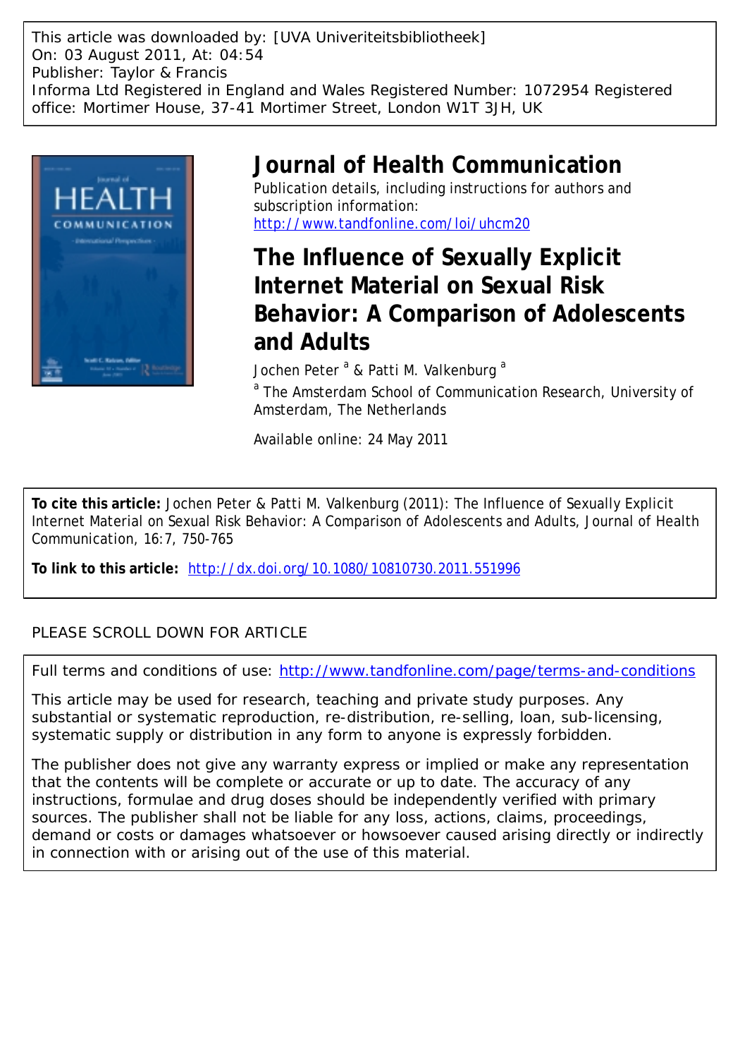This article was downloaded by: [UVA Univeriteitsbibliotheek]
On: 03 August 2011, At: 04:54
Publisher: Taylor & Francis
Informa Ltd Registered in England and Wales Registered Number: 1072954 Registered office: Mortimer House, 37-41 Mortimer Street, London W1T 3JH, UK

# Journal of Health Communication

Publication details, including instructions for authors and subscription information:
http://www.tandfonline.com/loi/uhcm20

# The Influence of Sexually Explicit Internet Material on Sexual Risk Behavior: A Comparison of Adolescents and Adults

Jochen Peter [a] & Patti M. Valkenburg [a]

[a] The Amsterdam School of Communication Research, University of Amsterdam, The Netherlands

Available online: 24 May 2011

**To cite this article:** Jochen Peter & Patti M. Valkenburg (2011): The Influence of Sexually Explicit Internet Material on Sexual Risk Behavior: A Comparison of Adolescents and Adults, Journal of Health Communication, 16:7, 750-765

**To link to this article:** http://dx.doi.org/10.1080/10810730.2011.551996

PLEASE SCROLL DOWN FOR ARTICLE

Full terms and conditions of use: http://www.tandfonline.com/page/terms-and-conditions

This article may be used for research, teaching and private study purposes. Any substantial or systematic reproduction, re-distribution, re-selling, loan, sub-licensing, systematic supply or distribution in any form to anyone is expressly forbidden.

The publisher does not give any warranty express or implied or make any representation that the contents will be complete or accurate or up to date. The accuracy of any instructions, formulae and drug doses should be independently verified with primary sources. The publisher shall not be liable for any loss, actions, claims, proceedings, demand or costs or damages whatsoever or howsoever caused arising directly or indirectly in connection with or arising out of the use of this material.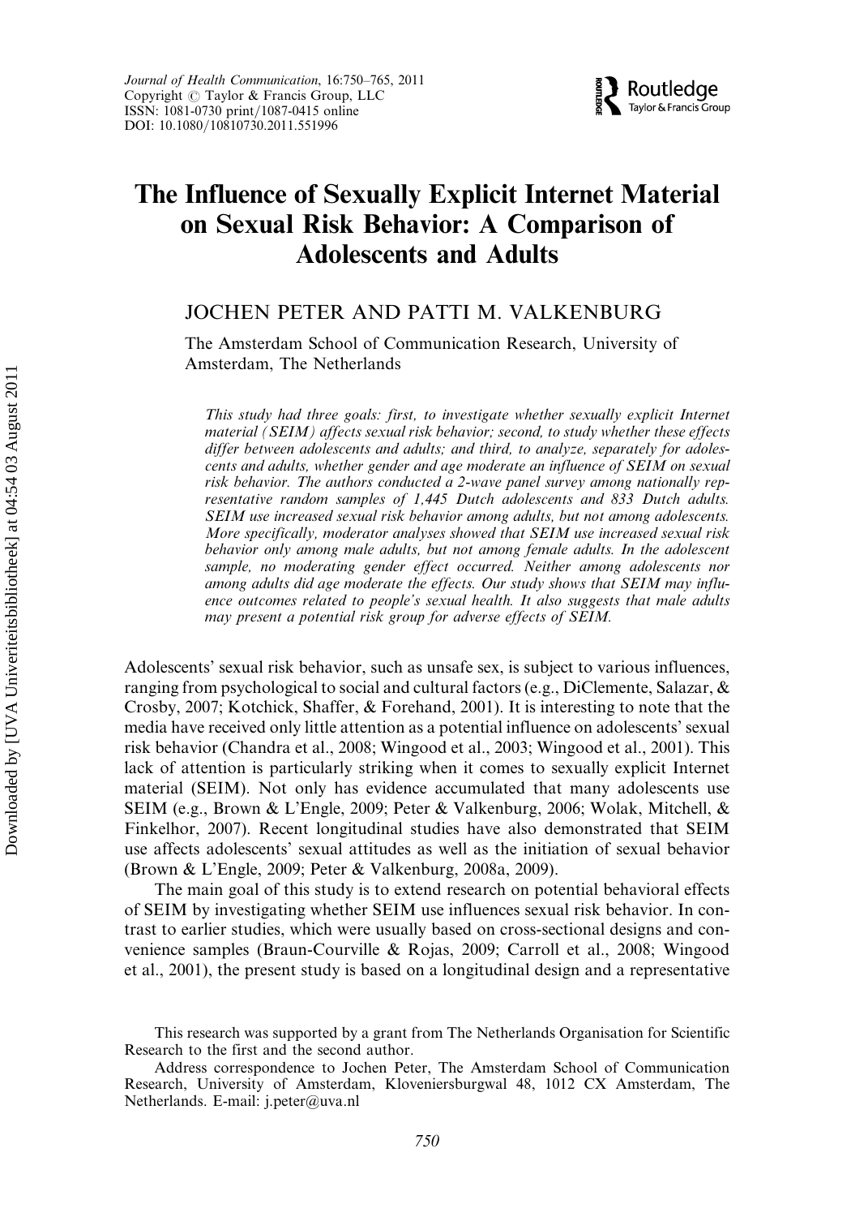# The Influence of Sexually Explicit Internet Material on Sexual Risk Behavior: A Comparison of Adolescents and Adults

JOCHEN PETER AND PATTI M. VALKENBURG

The Amsterdam School of Communication Research, University of Amsterdam, The Netherlands

*This study had three goals: first, to investigate whether sexually explicit Internet material (SEIM) affects sexual risk behavior; second, to study whether these effects differ between adolescents and adults; and third, to analyze, separately for adolescents and adults, whether gender and age moderate an influence of SEIM on sexual risk behavior. The authors conducted a 2-wave panel survey among nationally representative random samples of 1,445 Dutch adolescents and 833 Dutch adults. SEIM use increased sexual risk behavior among adults, but not among adolescents. More specifically, moderator analyses showed that SEIM use increased sexual risk behavior only among male adults, but not among female adults. In the adolescent sample, no moderating gender effect occurred. Neither among adolescents nor among adults did age moderate the effects. Our study shows that SEIM may influence outcomes related to people's sexual health. It also suggests that male adults may present a potential risk group for adverse effects of SEIM.*

Adolescents' sexual risk behavior, such as unsafe sex, is subject to various influences, ranging from psychological to social and cultural factors (e.g., DiClemente, Salazar, & Crosby, 2007; Kotchick, Shaffer, & Forehand, 2001). It is interesting to note that the media have received only little attention as a potential influence on adolescents' sexual risk behavior (Chandra et al., 2008; Wingood et al., 2003; Wingood et al., 2001). This lack of attention is particularly striking when it comes to sexually explicit Internet material (SEIM). Not only has evidence accumulated that many adolescents use SEIM (e.g., Brown & L'Engle, 2009; Peter & Valkenburg, 2006; Wolak, Mitchell, & Finkelhor, 2007). Recent longitudinal studies have also demonstrated that SEIM use affects adolescents' sexual attitudes as well as the initiation of sexual behavior (Brown & L'Engle, 2009; Peter & Valkenburg, 2008a, 2009).

The main goal of this study is to extend research on potential behavioral effects of SEIM by investigating whether SEIM use influences sexual risk behavior. In contrast to earlier studies, which were usually based on cross-sectional designs and convenience samples (Braun-Courville & Rojas, 2009; Carroll et al., 2008; Wingood et al., 2001), the present study is based on a longitudinal design and a representative

This research was supported by a grant from The Netherlands Organisation for Scientific Research to the first and the second author.

Address correspondence to Jochen Peter, The Amsterdam School of Communication Research, University of Amsterdam, Kloveniersburgwal 48, 1012 CX Amsterdam, The Netherlands. E-mail: j.peter@uva.nl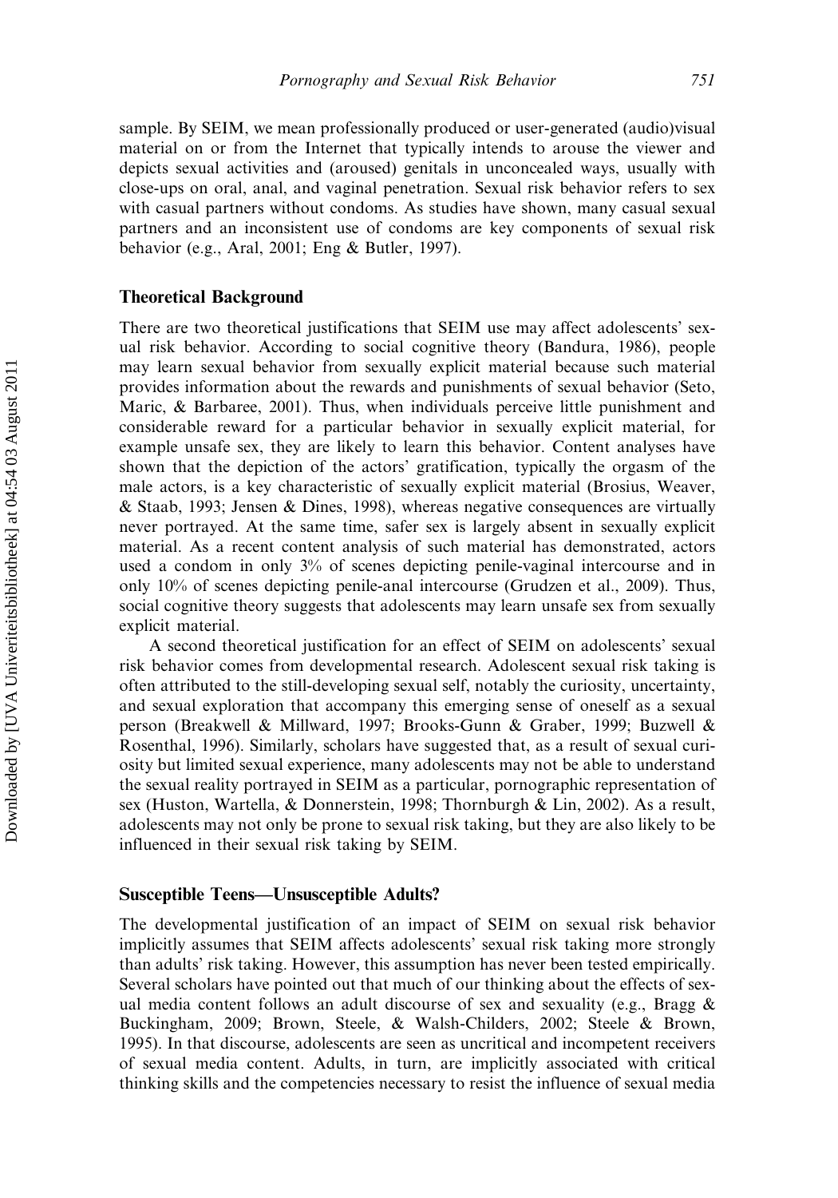sample. By SEIM, we mean professionally produced or user-generated (audio)visual material on or from the Internet that typically intends to arouse the viewer and depicts sexual activities and (aroused) genitals in unconcealed ways, usually with close-ups on oral, anal, and vaginal penetration. Sexual risk behavior refers to sex with casual partners without condoms. As studies have shown, many casual sexual partners and an inconsistent use of condoms are key components of sexual risk behavior (e.g., Aral, 2001; Eng & Butler, 1997).

## Theoretical Background

There are two theoretical justifications that SEIM use may affect adolescents' sexual risk behavior. According to social cognitive theory (Bandura, 1986), people may learn sexual behavior from sexually explicit material because such material provides information about the rewards and punishments of sexual behavior (Seto, Maric, & Barbaree, 2001). Thus, when individuals perceive little punishment and considerable reward for a particular behavior in sexually explicit material, for example unsafe sex, they are likely to learn this behavior. Content analyses have shown that the depiction of the actors' gratification, typically the orgasm of the male actors, is a key characteristic of sexually explicit material (Brosius, Weaver, & Staab, 1993; Jensen & Dines, 1998), whereas negative consequences are virtually never portrayed. At the same time, safer sex is largely absent in sexually explicit material. As a recent content analysis of such material has demonstrated, actors used a condom in only 3% of scenes depicting penile-vaginal intercourse and in only 10% of scenes depicting penile-anal intercourse (Grudzen et al., 2009). Thus, social cognitive theory suggests that adolescents may learn unsafe sex from sexually explicit material.

A second theoretical justification for an effect of SEIM on adolescents' sexual risk behavior comes from developmental research. Adolescent sexual risk taking is often attributed to the still-developing sexual self, notably the curiosity, uncertainty, and sexual exploration that accompany this emerging sense of oneself as a sexual person (Breakwell & Millward, 1997; Brooks-Gunn & Graber, 1999; Buzwell & Rosenthal, 1996). Similarly, scholars have suggested that, as a result of sexual curiosity but limited sexual experience, many adolescents may not be able to understand the sexual reality portrayed in SEIM as a particular, pornographic representation of sex (Huston, Wartella, & Donnerstein, 1998; Thornburgh & Lin, 2002). As a result, adolescents may not only be prone to sexual risk taking, but they are also likely to be influenced in their sexual risk taking by SEIM.

## Susceptible Teens—Unsusceptible Adults?

The developmental justification of an impact of SEIM on sexual risk behavior implicitly assumes that SEIM affects adolescents' sexual risk taking more strongly than adults' risk taking. However, this assumption has never been tested empirically. Several scholars have pointed out that much of our thinking about the effects of sexual media content follows an adult discourse of sex and sexuality (e.g., Bragg & Buckingham, 2009; Brown, Steele, & Walsh-Childers, 2002; Steele & Brown, 1995). In that discourse, adolescents are seen as uncritical and incompetent receivers of sexual media content. Adults, in turn, are implicitly associated with critical thinking skills and the competencies necessary to resist the influence of sexual media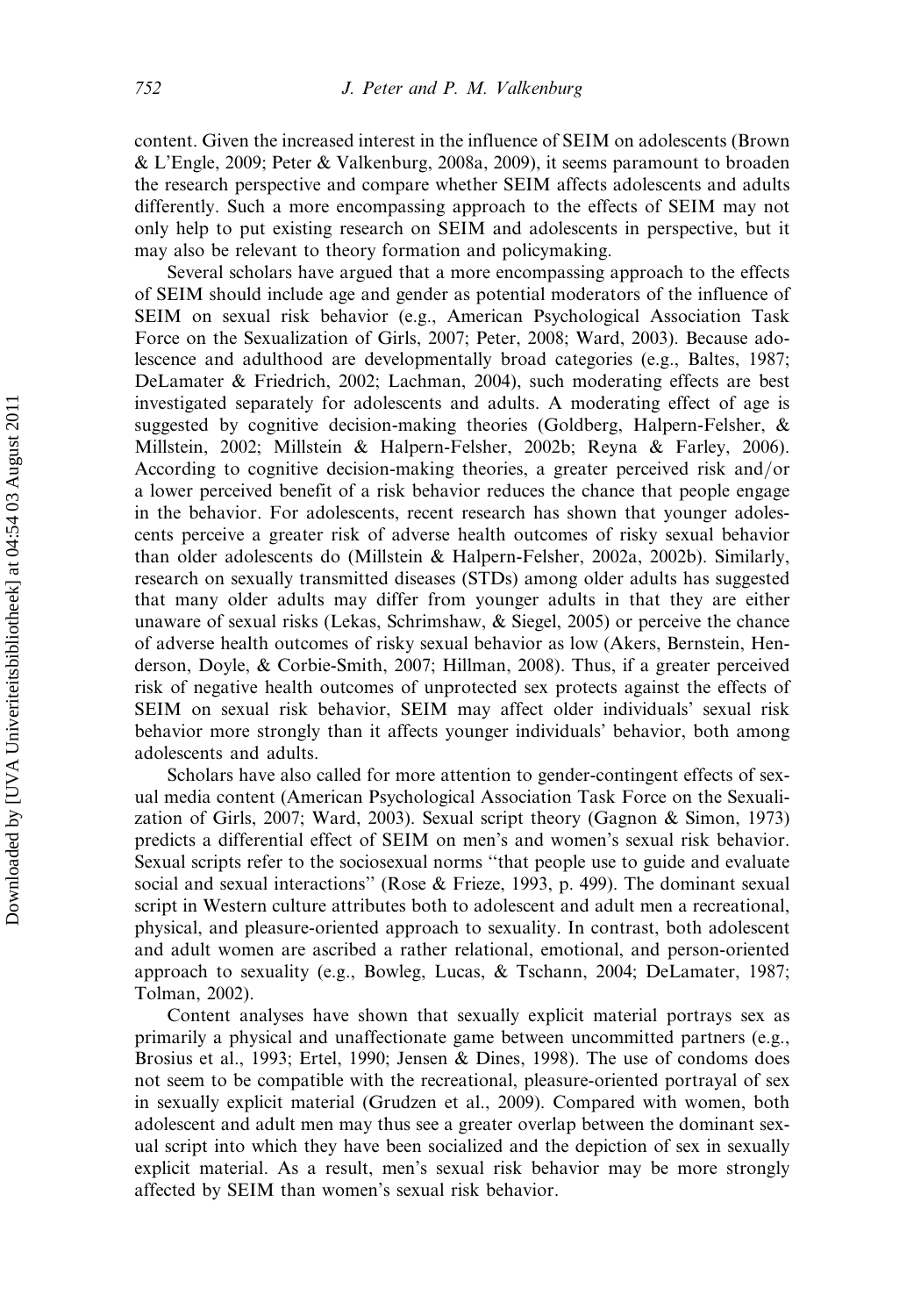content. Given the increased interest in the influence of SEIM on adolescents (Brown & L'Engle, 2009; Peter & Valkenburg, 2008a, 2009), it seems paramount to broaden the research perspective and compare whether SEIM affects adolescents and adults differently. Such a more encompassing approach to the effects of SEIM may not only help to put existing research on SEIM and adolescents in perspective, but it may also be relevant to theory formation and policymaking.

Several scholars have argued that a more encompassing approach to the effects of SEIM should include age and gender as potential moderators of the influence of SEIM on sexual risk behavior (e.g., American Psychological Association Task Force on the Sexualization of Girls, 2007; Peter, 2008; Ward, 2003). Because adolescence and adulthood are developmentally broad categories (e.g., Baltes, 1987; DeLamater & Friedrich, 2002; Lachman, 2004), such moderating effects are best investigated separately for adolescents and adults. A moderating effect of age is suggested by cognitive decision-making theories (Goldberg, Halpern-Felsher, & Millstein, 2002; Millstein & Halpern-Felsher, 2002b; Reyna & Farley, 2006). According to cognitive decision-making theories, a greater perceived risk and/or a lower perceived benefit of a risk behavior reduces the chance that people engage in the behavior. For adolescents, recent research has shown that younger adolescents perceive a greater risk of adverse health outcomes of risky sexual behavior than older adolescents do (Millstein & Halpern-Felsher, 2002a, 2002b). Similarly, research on sexually transmitted diseases (STDs) among older adults has suggested that many older adults may differ from younger adults in that they are either unaware of sexual risks (Lekas, Schrimshaw, & Siegel, 2005) or perceive the chance of adverse health outcomes of risky sexual behavior as low (Akers, Bernstein, Henderson, Doyle, & Corbie-Smith, 2007; Hillman, 2008). Thus, if a greater perceived risk of negative health outcomes of unprotected sex protects against the effects of SEIM on sexual risk behavior, SEIM may affect older individuals' sexual risk behavior more strongly than it affects younger individuals' behavior, both among adolescents and adults.

Scholars have also called for more attention to gender-contingent effects of sexual media content (American Psychological Association Task Force on the Sexualization of Girls, 2007; Ward, 2003). Sexual script theory (Gagnon & Simon, 1973) predicts a differential effect of SEIM on men's and women's sexual risk behavior. Sexual scripts refer to the sociosexual norms "that people use to guide and evaluate social and sexual interactions" (Rose & Frieze, 1993, p. 499). The dominant sexual script in Western culture attributes both to adolescent and adult men a recreational, physical, and pleasure-oriented approach to sexuality. In contrast, both adolescent and adult women are ascribed a rather relational, emotional, and person-oriented approach to sexuality (e.g., Bowleg, Lucas, & Tschann, 2004; DeLamater, 1987; Tolman, 2002).

Content analyses have shown that sexually explicit material portrays sex as primarily a physical and unaffectionate game between uncommitted partners (e.g., Brosius et al., 1993; Ertel, 1990; Jensen & Dines, 1998). The use of condoms does not seem to be compatible with the recreational, pleasure-oriented portrayal of sex in sexually explicit material (Grudzen et al., 2009). Compared with women, both adolescent and adult men may thus see a greater overlap between the dominant sexual script into which they have been socialized and the depiction of sex in sexually explicit material. As a result, men's sexual risk behavior may be more strongly affected by SEIM than women's sexual risk behavior.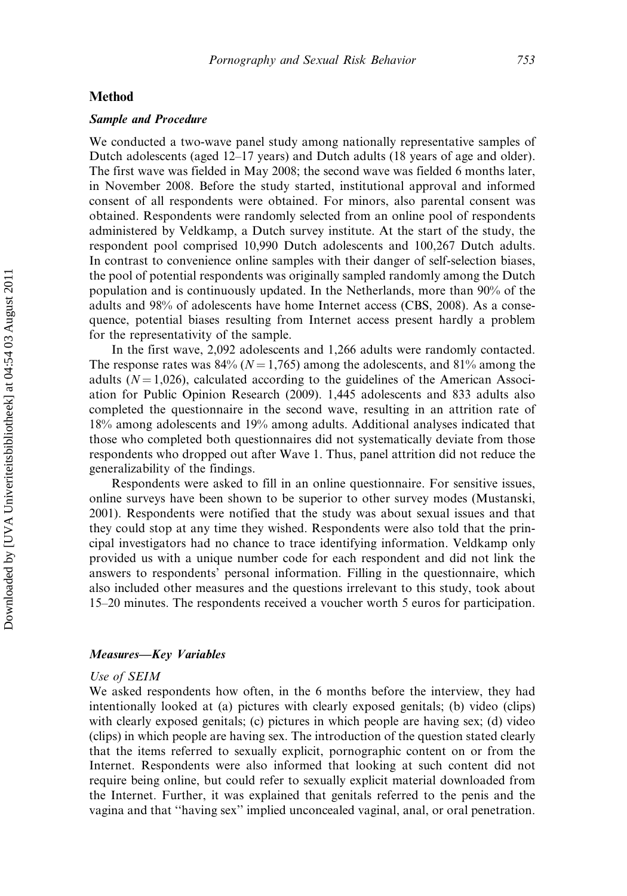## Method

### *Sample and Procedure*

We conducted a two-wave panel study among nationally representative samples of Dutch adolescents (aged 12–17 years) and Dutch adults (18 years of age and older). The first wave was fielded in May 2008; the second wave was fielded 6 months later, in November 2008. Before the study started, institutional approval and informed consent of all respondents were obtained. For minors, also parental consent was obtained. Respondents were randomly selected from an online pool of respondents administered by Veldkamp, a Dutch survey institute. At the start of the study, the respondent pool comprised 10,990 Dutch adolescents and 100,267 Dutch adults. In contrast to convenience online samples with their danger of self-selection biases, the pool of potential respondents was originally sampled randomly among the Dutch population and is continuously updated. In the Netherlands, more than 90% of the adults and 98% of adolescents have home Internet access (CBS, 2008). As a consequence, potential biases resulting from Internet access present hardly a problem for the representativity of the sample.

In the first wave, 2,092 adolescents and 1,266 adults were randomly contacted. The response rates was 84% ($N = 1,765$) among the adolescents, and 81% among the adults ($N = 1,026$), calculated according to the guidelines of the American Association for Public Opinion Research (2009). 1,445 adolescents and 833 adults also completed the questionnaire in the second wave, resulting in an attrition rate of 18% among adolescents and 19% among adults. Additional analyses indicated that those who completed both questionnaires did not systematically deviate from those respondents who dropped out after Wave 1. Thus, panel attrition did not reduce the generalizability of the findings.

Respondents were asked to fill in an online questionnaire. For sensitive issues, online surveys have been shown to be superior to other survey modes (Mustanski, 2001). Respondents were notified that the study was about sexual issues and that they could stop at any time they wished. Respondents were also told that the principal investigators had no chance to trace identifying information. Veldkamp only provided us with a unique number code for each respondent and did not link the answers to respondents' personal information. Filling in the questionnaire, which also included other measures and the questions irrelevant to this study, took about 15–20 minutes. The respondents received a voucher worth 5 euros for participation.

### *Measures—Key Variables*

#### *Use of SEIM*

We asked respondents how often, in the 6 months before the interview, they had intentionally looked at (a) pictures with clearly exposed genitals; (b) video (clips) with clearly exposed genitals; (c) pictures in which people are having sex; (d) video (clips) in which people are having sex. The introduction of the question stated clearly that the items referred to sexually explicit, pornographic content on or from the Internet. Respondents were also informed that looking at such content did not require being online, but could refer to sexually explicit material downloaded from the Internet. Further, it was explained that genitals referred to the penis and the vagina and that "having sex" implied unconcealed vaginal, anal, or oral penetration.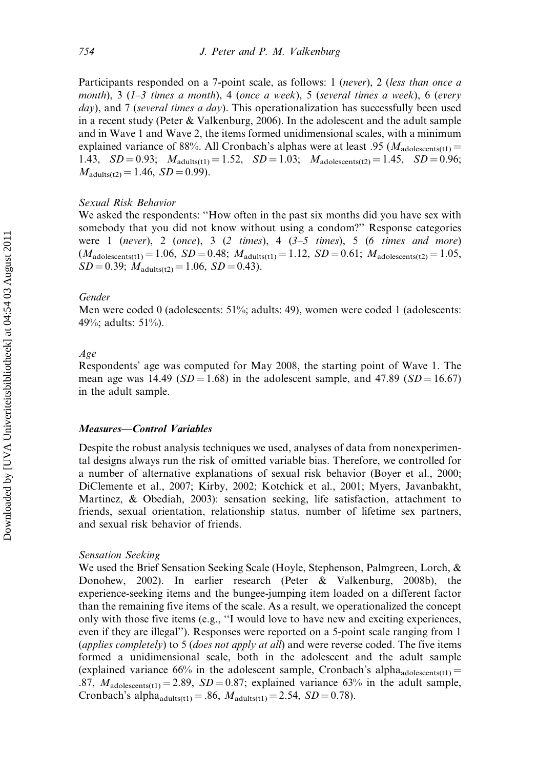Participants responded on a 7-point scale, as follows: 1 (*never*), 2 (*less than once a month*), 3 (*1–3 times a month*), 4 (*once a week*), 5 (*several times a week*), 6 (*every day*), and 7 (*several times a day*). This operationalization has successfully been used in a recent study (Peter & Valkenburg, 2006). In the adolescent and the adult sample and in Wave 1 and Wave 2, the items formed unidimensional scales, with a minimum explained variance of 88%. All Cronbach's alphas were at least .95 ($M_{adolescents(t1)} = 1.43$, $SD = 0.93$; $M_{adults(t1)} = 1.52$, $SD = 1.03$; $M_{adolescents(t2)} = 1.45$, $SD = 0.96$; $M_{adults(t2)} = 1.46$, $SD = 0.99$).

### *Sexual Risk Behavior*

We asked the respondents: "How often in the past six months did you have sex with somebody that you did not know without using a condom?" Response categories were 1 (*never*), 2 (*once*), 3 (*2 times*), 4 (*3–5 times*), 5 (*6 times and more*) ($M_{adolescents(t1)} = 1.06$, $SD = 0.48$; $M_{adults(t1)} = 1.12$, $SD = 0.61$; $M_{adolescents(t2)} = 1.05$, $SD = 0.39$; $M_{adults(t2)} = 1.06$, $SD = 0.43$).

### *Gender*

Men were coded 0 (adolescents: 51%; adults: 49), women were coded 1 (adolescents: 49%; adults: 51%).

### *Age*

Respondents' age was computed for May 2008, the starting point of Wave 1. The mean age was 14.49 ($SD = 1.68$) in the adolescent sample, and 47.89 ($SD = 16.67$) in the adult sample.

## ***Measures—Control Variables***

Despite the robust analysis techniques we used, analyses of data from nonexperimental designs always run the risk of omitted variable bias. Therefore, we controlled for a number of alternative explanations of sexual risk behavior (Boyer et al., 2000; DiClemente et al., 2007; Kirby, 2002; Kotchick et al., 2001; Myers, Javanbakht, Martinez, & Obediah, 2003): sensation seeking, life satisfaction, attachment to friends, sexual orientation, relationship status, number of lifetime sex partners, and sexual risk behavior of friends.

### *Sensation Seeking*

We used the Brief Sensation Seeking Scale (Hoyle, Stephenson, Palmgreen, Lorch, & Donohew, 2002). In earlier research (Peter & Valkenburg, 2008b), the experience-seeking items and the bungee-jumping item loaded on a different factor than the remaining five items of the scale. As a result, we operationalized the concept only with those five items (e.g., "I would love to have new and exciting experiences, even if they are illegal"). Responses were reported on a 5-point scale ranging from 1 (*applies completely*) to 5 (*does not apply at all*) and were reverse coded. The five items formed a unidimensional scale, both in the adolescent and the adult sample (explained variance 66% in the adolescent sample, Cronbach's $\text{alpha}_{adolescents(t1)} = .87$, $M_{adolescents(t1)} = 2.89$, $SD = 0.87$; explained variance 63% in the adult sample, Cronbach's $\text{alpha}_{adults(t1)} = .86$, $M_{adults(t1)} = 2.54$, $SD = 0.78$).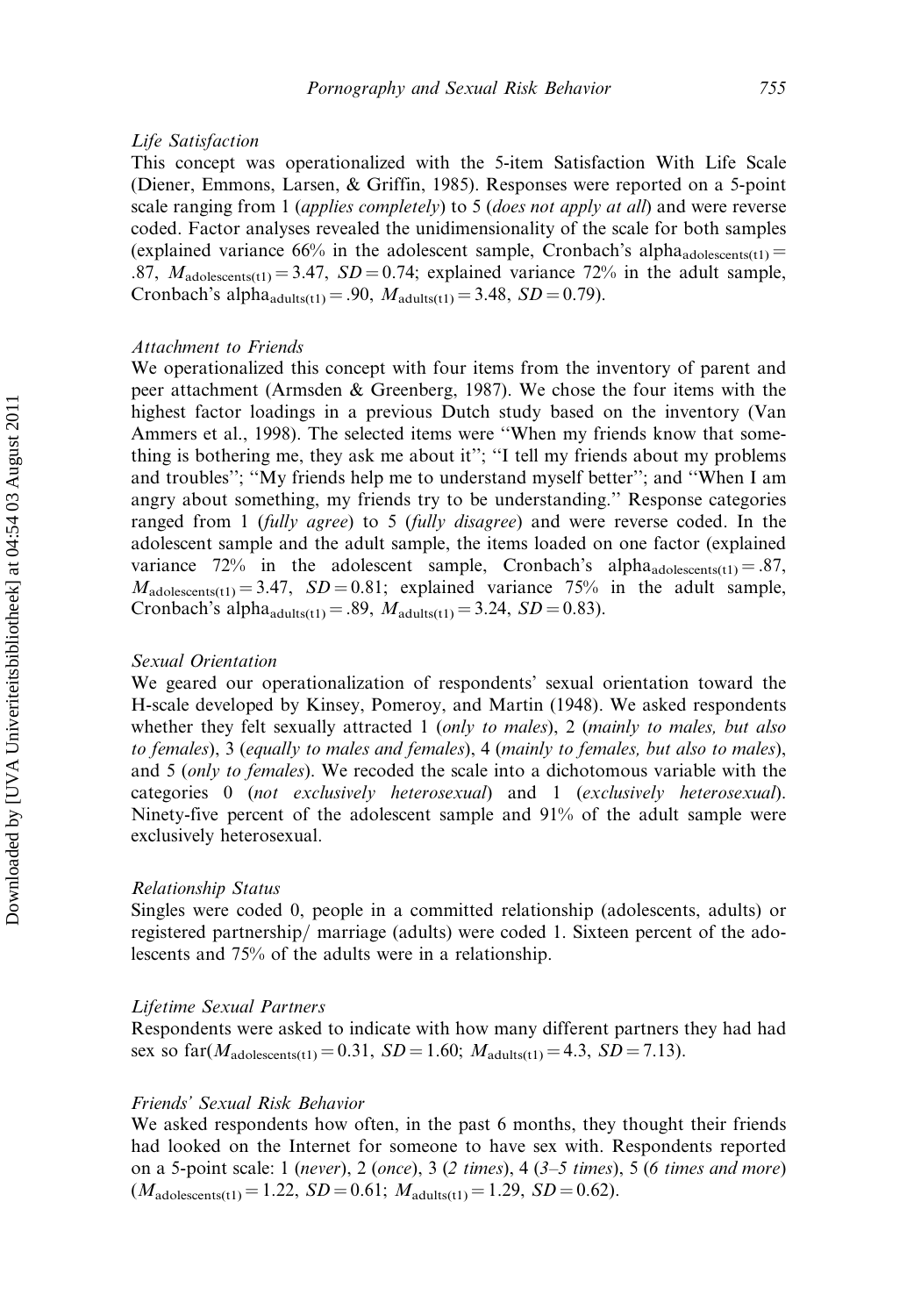### *Life Satisfaction*

This concept was operationalized with the 5-item Satisfaction With Life Scale (Diener, Emmons, Larsen, & Griffin, 1985). Responses were reported on a 5-point scale ranging from 1 (*applies completely*) to 5 (*does not apply at all*) and were reverse coded. Factor analyses revealed the unidimensionality of the scale for both samples (explained variance 66% in the adolescent sample, Cronbach's $\text{alpha}_{\text{adolescents(t1)}} = .87$, $M_{\text{adolescents(t1)}} = 3.47$, $SD = 0.74$; explained variance 72% in the adult sample, Cronbach's $\text{alpha}_{\text{adults(t1)}} = .90$, $M_{\text{adults(t1)}} = 3.48$, $SD = 0.79$).

### *Attachment to Friends*

We operationalized this concept with four items from the inventory of parent and peer attachment (Armsden & Greenberg, 1987). We chose the four items with the highest factor loadings in a previous Dutch study based on the inventory (Van Ammers et al., 1998). The selected items were "When my friends know that something is bothering me, they ask me about it"; "I tell my friends about my problems and troubles"; "My friends help me to understand myself better"; and "When I am angry about something, my friends try to be understanding." Response categories ranged from 1 (*fully agree*) to 5 (*fully disagree*) and were reverse coded. In the adolescent sample and the adult sample, the items loaded on one factor (explained variance 72% in the adolescent sample, Cronbach's $\text{alpha}_{\text{adolescents(t1)}} = .87$, $M_{\text{adolescents(t1)}} = 3.47$, $SD = 0.81$; explained variance 75% in the adult sample, Cronbach's $\text{alpha}_{\text{adults(t1)}} = .89$, $M_{\text{adults(t1)}} = 3.24$, $SD = 0.83$).

### *Sexual Orientation*

We geared our operationalization of respondents' sexual orientation toward the H-scale developed by Kinsey, Pomeroy, and Martin (1948). We asked respondents whether they felt sexually attracted 1 (*only to males*), 2 (*mainly to males, but also to females*), 3 (*equally to males and females*), 4 (*mainly to females, but also to males*), and 5 (*only to females*). We recoded the scale into a dichotomous variable with the categories 0 (*not exclusively heterosexual*) and 1 (*exclusively heterosexual*). Ninety-five percent of the adolescent sample and 91% of the adult sample were exclusively heterosexual.

### *Relationship Status*

Singles were coded 0, people in a committed relationship (adolescents, adults) or registered partnership/ marriage (adults) were coded 1. Sixteen percent of the adolescents and 75% of the adults were in a relationship.

### *Lifetime Sexual Partners*

Respondents were asked to indicate with how many different partners they had had sex so far($M_{\text{adolescents(t1)}} = 0.31$, $SD = 1.60$; $M_{\text{adults(t1)}} = 4.3$, $SD = 7.13$).

### *Friends' Sexual Risk Behavior*

We asked respondents how often, in the past 6 months, they thought their friends had looked on the Internet for someone to have sex with. Respondents reported on a 5-point scale: 1 (*never*), 2 (*once*), 3 (*2 times*), 4 (*3–5 times*), 5 (*6 times and more*) ($M_{\text{adolescents(t1)}} = 1.22$, $SD = 0.61$; $M_{\text{adults(t1)}} = 1.29$, $SD = 0.62$).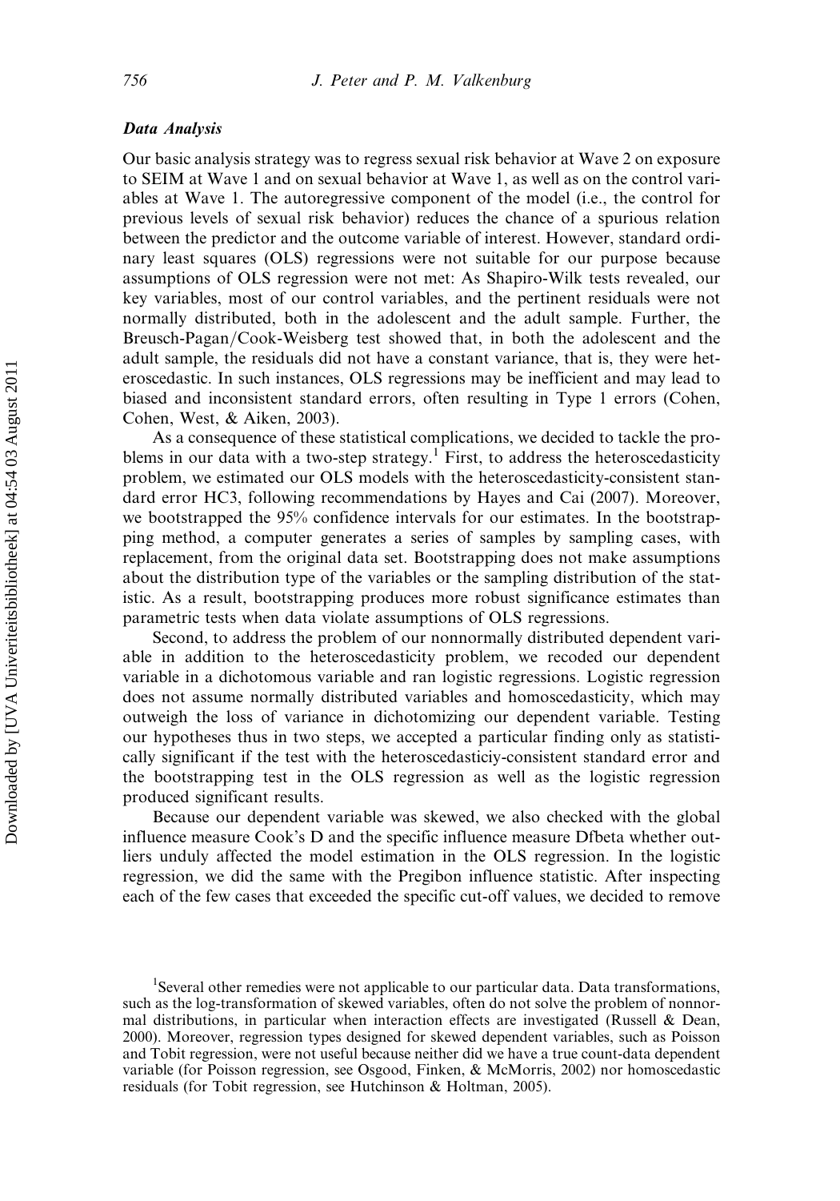### *Data Analysis*

Our basic analysis strategy was to regress sexual risk behavior at Wave 2 on exposure to SEIM at Wave 1 and on sexual behavior at Wave 1, as well as on the control variables at Wave 1. The autoregressive component of the model (i.e., the control for previous levels of sexual risk behavior) reduces the chance of a spurious relation between the predictor and the outcome variable of interest. However, standard ordinary least squares (OLS) regressions were not suitable for our purpose because assumptions of OLS regression were not met: As Shapiro-Wilk tests revealed, our key variables, most of our control variables, and the pertinent residuals were not normally distributed, both in the adolescent and the adult sample. Further, the Breusch-Pagan/Cook-Weisberg test showed that, in both the adolescent and the adult sample, the residuals did not have a constant variance, that is, they were heteroscedastic. In such instances, OLS regressions may be inefficient and may lead to biased and inconsistent standard errors, often resulting in Type 1 errors (Cohen, Cohen, West, & Aiken, 2003).

As a consequence of these statistical complications, we decided to tackle the problems in our data with a two-step strategy.[1] First, to address the heteroscedasticity problem, we estimated our OLS models with the heteroscedasticity-consistent standard error HC3, following recommendations by Hayes and Cai (2007). Moreover, we bootstrapped the 95% confidence intervals for our estimates. In the bootstrapping method, a computer generates a series of samples by sampling cases, with replacement, from the original data set. Bootstrapping does not make assumptions about the distribution type of the variables or the sampling distribution of the statistic. As a result, bootstrapping produces more robust significance estimates than parametric tests when data violate assumptions of OLS regressions.

Second, to address the problem of our nonnormally distributed dependent variable in addition to the heteroscedasticity problem, we recoded our dependent variable in a dichotomous variable and ran logistic regressions. Logistic regression does not assume normally distributed variables and homoscedasticity, which may outweigh the loss of variance in dichotomizing our dependent variable. Testing our hypotheses thus in two steps, we accepted a particular finding only as statistically significant if the test with the heteroscedasticiy-consistent standard error and the bootstrapping test in the OLS regression as well as the logistic regression produced significant results.

Because our dependent variable was skewed, we also checked with the global influence measure Cook's D and the specific influence measure Dfbeta whether outliers unduly affected the model estimation in the OLS regression. In the logistic regression, we did the same with the Pregibon influence statistic. After inspecting each of the few cases that exceeded the specific cut-off values, we decided to remove

[1]Several other remedies were not applicable to our particular data. Data transformations, such as the log-transformation of skewed variables, often do not solve the problem of nonnormal distributions, in particular when interaction effects are investigated (Russell & Dean, 2000). Moreover, regression types designed for skewed dependent variables, such as Poisson and Tobit regression, were not useful because neither did we have a true count-data dependent variable (for Poisson regression, see Osgood, Finken, & McMorris, 2002) nor homoscedastic residuals (for Tobit regression, see Hutchinson & Holtman, 2005).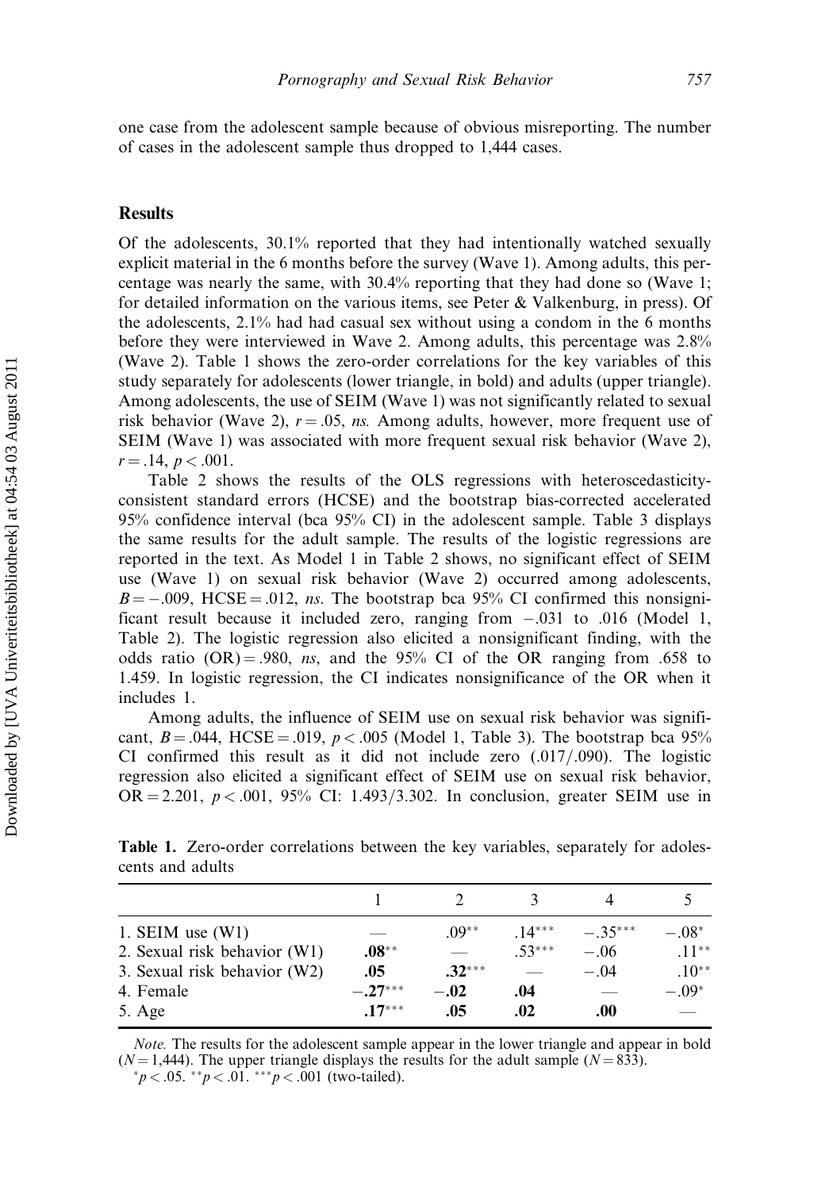one case from the adolescent sample because of obvious misreporting. The number of cases in the adolescent sample thus dropped to 1,444 cases.

## Results

Of the adolescents, 30.1% reported that they had intentionally watched sexually explicit material in the 6 months before the survey (Wave 1). Among adults, this percentage was nearly the same, with 30.4% reporting that they had done so (Wave 1; for detailed information on the various items, see Peter & Valkenburg, in press). Of the adolescents, 2.1% had had casual sex without using a condom in the 6 months before they were interviewed in Wave 2. Among adults, this percentage was 2.8% (Wave 2). Table 1 shows the zero-order correlations for the key variables of this study separately for adolescents (lower triangle, in bold) and adults (upper triangle). Among adolescents, the use of SEIM (Wave 1) was not significantly related to sexual risk behavior (Wave 2), $r = .05$, *ns.* Among adults, however, more frequent use of SEIM (Wave 1) was associated with more frequent sexual risk behavior (Wave 2), $r = .14$, $p < .001$.

Table 2 shows the results of the OLS regressions with heteroscedasticity-consistent standard errors (HCSE) and the bootstrap bias-corrected accelerated 95% confidence interval (bca 95% CI) in the adolescent sample. Table 3 displays the same results for the adult sample. The results of the logistic regressions are reported in the text. As Model 1 in Table 2 shows, no significant effect of SEIM use (Wave 1) on sexual risk behavior (Wave 2) occurred among adolescents, $B = -.009$, HCSE = .012, *ns*. The bootstrap bca 95% CI confirmed this nonsignificant result because it included zero, ranging from $-.031$ to .016 (Model 1, Table 2). The logistic regression also elicited a nonsignificant finding, with the odds ratio (OR) = .980, *ns*, and the 95% CI of the OR ranging from .658 to 1.459. In logistic regression, the CI indicates nonsignificance of the OR when it includes 1.

Among adults, the influence of SEIM use on sexual risk behavior was significant, $B = .044$, HCSE = .019, $p < .005$ (Model 1, Table 3). The bootstrap bca 95% CI confirmed this result as it did not include zero (.017/.090). The logistic regression also elicited a significant effect of SEIM use on sexual risk behavior, OR = 2.201, $p < .001$, 95% CI: 1.493/3.302. In conclusion, greater SEIM use in

**Table 1.** Zero-order correlations between the key variables, separately for adolescents and adults

| | 1 | 2 | 3 | 4 | 5 |
|---|---|---|---|---|---|
| 1. SEIM use (W1) | — | .09** | .14*** | −.35*** | −.08* |
| 2. Sexual risk behavior (W1) | **.08**** | — | .53*** | −.06 | .11** |
| 3. Sexual risk behavior (W2) | **.05** | **.32***** | — | −.04 | .10** |
| 4. Female | **−.27***** | **−.02** | **.04** | — | −.09* |
| 5. Age | **.17***** | **.05** | **.02** | **.00** | — |

*Note.* The results for the adolescent sample appear in the lower triangle and appear in bold ($N = 1{,}444$). The upper triangle displays the results for the adult sample ($N = 833$).
*$p < .05$. **$p < .01$. ***$p < .001$ (two-tailed).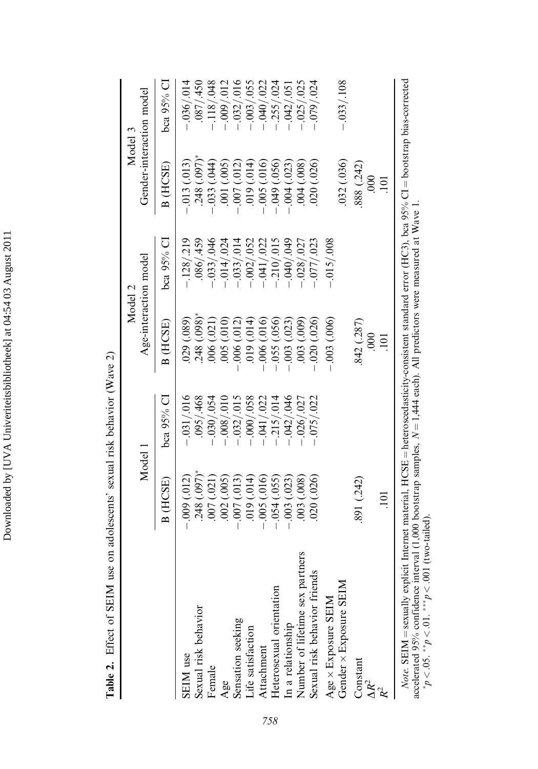**Table 2.** Effect of SEIM use on adolescents' sexual risk behavior (Wave 2)

| | Model 1 | | Model 2 Age-interaction model | | Model 3 Gender-interaction model | |
|---|---|---|---|---|---|---|
| | B (HCSE) | bca 95% CI | B (HCSE) | bca 95% CI | B (HCSE) | bca 95% CI |
| SEIM use | −.009 (.012) | −.031/.016 | .029 (.089) | −.128/.219 | −.013 (.013) | −.036/.014 |
| Sexual risk behavior | .248 (.097)* | .095/.468 | .248 (.098)* | .086/.459 | .248 (.097)* | .087/.450 |
| Female | .007 (.021) | −.030/.054 | .006 (.021) | −.033/.046 | −.033 (.044) | −.118/.048 |
| Age | .002 (.005) | −.008/.010 | .005 (.010) | −.014/.024 | .001 (.005) | −.009/.012 |
| Sensation seeking | −.007 (.013) | −.032/.015 | −.006 (.012) | −.033/.014 | −.007 (.012) | −.032/.016 |
| Life satisfaction | .019 (.014) | −.000/.058 | .019 (.014) | −.002/.052 | .019 (.014) | −.003/.055 |
| Attachment | −.005 (.016) | −.041/.022 | −.006 (.016) | −.041/.022 | −.005 (.016) | −.040/.022 |
| Heterosexual orientation | −.054 (.055) | −.215/.014 | −.055 (.056) | −.210/.015 | −.049 (.056) | −.255/.024 |
| In a relationship | −.003 (.023) | −.042/.046 | −.003 (.023) | −.040/.049 | −.004 (.023) | −.042/.051 |
| Number of lifetime sex partners | .003 (.008) | −.026/.027 | .003 (.009) | −.028/.027 | .004 (.008) | −.025/.025 |
| Sexual risk behavior friends | .020 (.026) | −.075/.022 | −.020 (.026) | −.077/.023 | .020 (.026) | −.079/.024 |
| Age × Exposure SEIM | | | −.003 (.006) | −.015/.008 | | |
| Gender × Exposure SEIM | | | | | .032 (.036) | −.033/.108 |
| Constant | .891 (.242) | | .842 (.287) | | .888 (.242) | |
| $\Delta R^2$ | | | .000 | | .000 | |
| $R^2$ | .101 | | .101 | | .101 | |

*Note.* SEIM = sexually explicit Internet material, HCSE = heteroscedasticity-consistent standard error (HC3), bca 95% CI = bootstrap bias-corrected accelerated 95% confidence interval (1,000 bootstrap samples, $N = 1{,}444$ each). All predictors were measured at Wave 1.
$^{*}p < .05$. $^{**}p < .01$. $^{***}p < .001$ (two-tailed).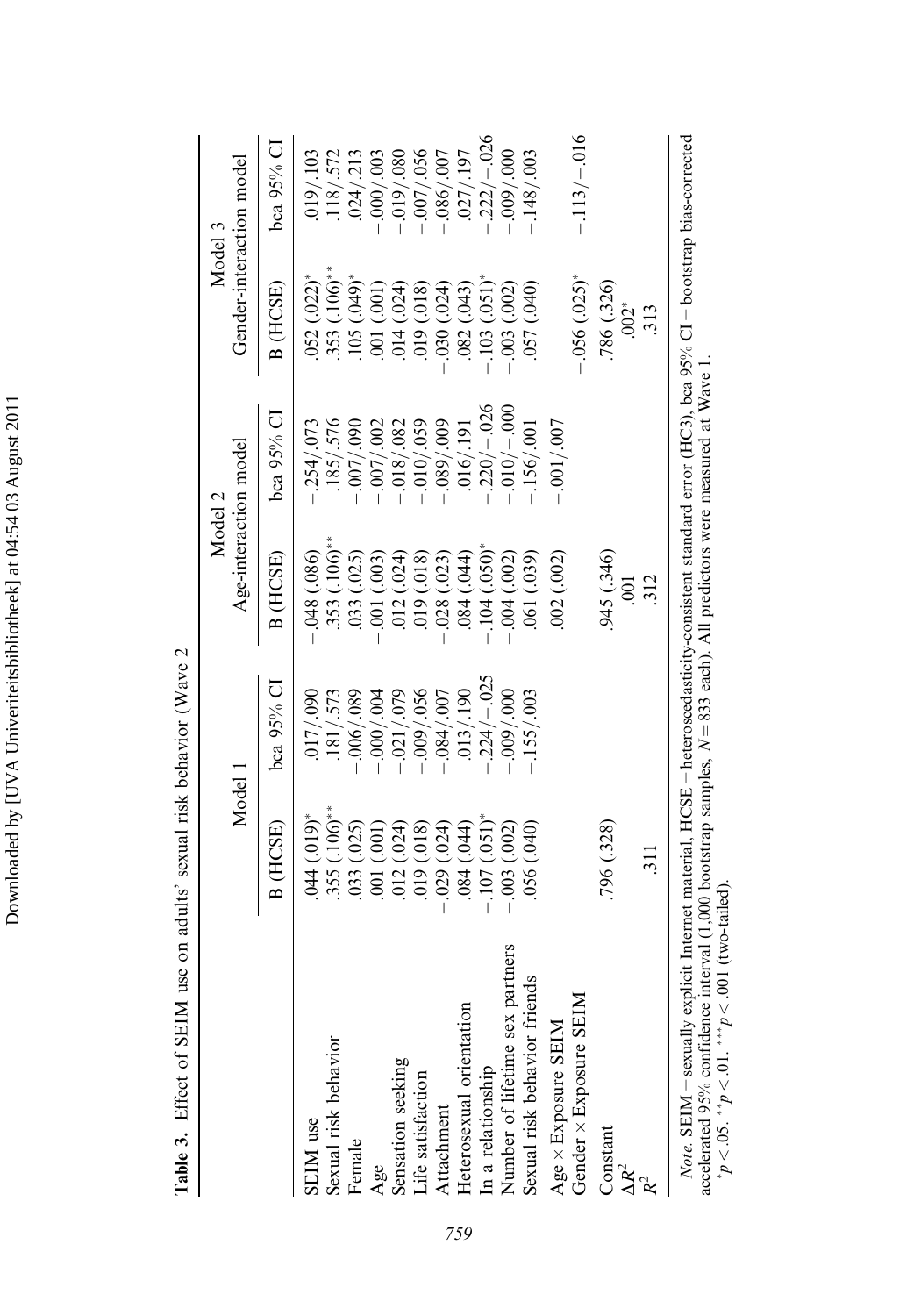**Table 3.** Effect of SEIM use on adults' sexual risk behavior (Wave 2

| | Model 1 | | Model 2 Age-interaction model | | Model 3 Gender-interaction model | |
|---|---|---|---|---|---|---|
| | B (HCSE) | bca 95% CI | B (HCSE) | bca 95% CI | B (HCSE) | bca 95% CI |
| SEIM use | .044 (.019)* | .017/.090 | −.048 (.086) | −.254/.073 | .052 (.022)* | .019/.103 |
| Sexual risk behavior | .355 (.106)** | .181/.573 | .353 (.106)** | .185/.576 | .353 (.106)** | .118/.572 |
| Female | .033 (.025) | −.006/.089 | .033 (.025) | −.007/.090 | .105 (.049)* | .024/.213 |
| Age | .001 (.001) | −.000/.004 | −.001 (.003) | −.007/.002 | .001 (.001) | −.000/.003 |
| Sensation seeking | .012 (.024) | −.021/.079 | .012 (.024) | −.018/.082 | .014 (.024) | −.019/.080 |
| Life satisfaction | .019 (.018) | −.009/.056 | .019 (.018) | −.010/.059 | .019 (.018) | −.007/.056 |
| Attachment | −.029 (.024) | −.084/.007 | −.028 (.023) | −.089/.009 | −.030 (.024) | −.086/.007 |
| Heterosexual orientation | .084 (.044) | .013/.190 | .084 (.044) | .016/.191 | .082 (.043) | .027/.197 |
| In a relationship | −.107 (.051)* | −.224/−.025 | −.104 (.050)* | −.220/−.026 | −.103 (.051)* | −.222/−.026 |
| Number of lifetime sex partners | −.003 (.002) | −.009/.000 | −.004 (.002) | −.010/−.000 | −.003 (.002) | −.009/.000 |
| Sexual risk behavior friends | .056 (.040) | −.155/.003 | .061 (.039) | −.156/.001 | .057 (.040) | −.148/.003 |
| Age × Exposure SEIM | | | .002 (.002) | −.001/.007 | | |
| Gender × Exposure SEIM | | | | | −.056 (.025)* | −.113/−.016 |
| Constant | .796 (.328) | | .945 (.346) | | .786 (.326) | |
| $\Delta R^2$ | | | .001 | | .002* | |
| $R^2$ | .311 | | .312 | | .313 | |

*Note.* SEIM = sexually explicit Internet material, HCSE = heteroscedasticity-consistent standard error (HC3), bca 95% CI = bootstrap bias-corrected accelerated 95% confidence interval (1,000 bootstrap samples, $N = 833$ each). All predictors were measured at Wave 1.
$^{*}p < .05$. $^{**}p < .01$. $^{***}p < .001$ (two-tailed).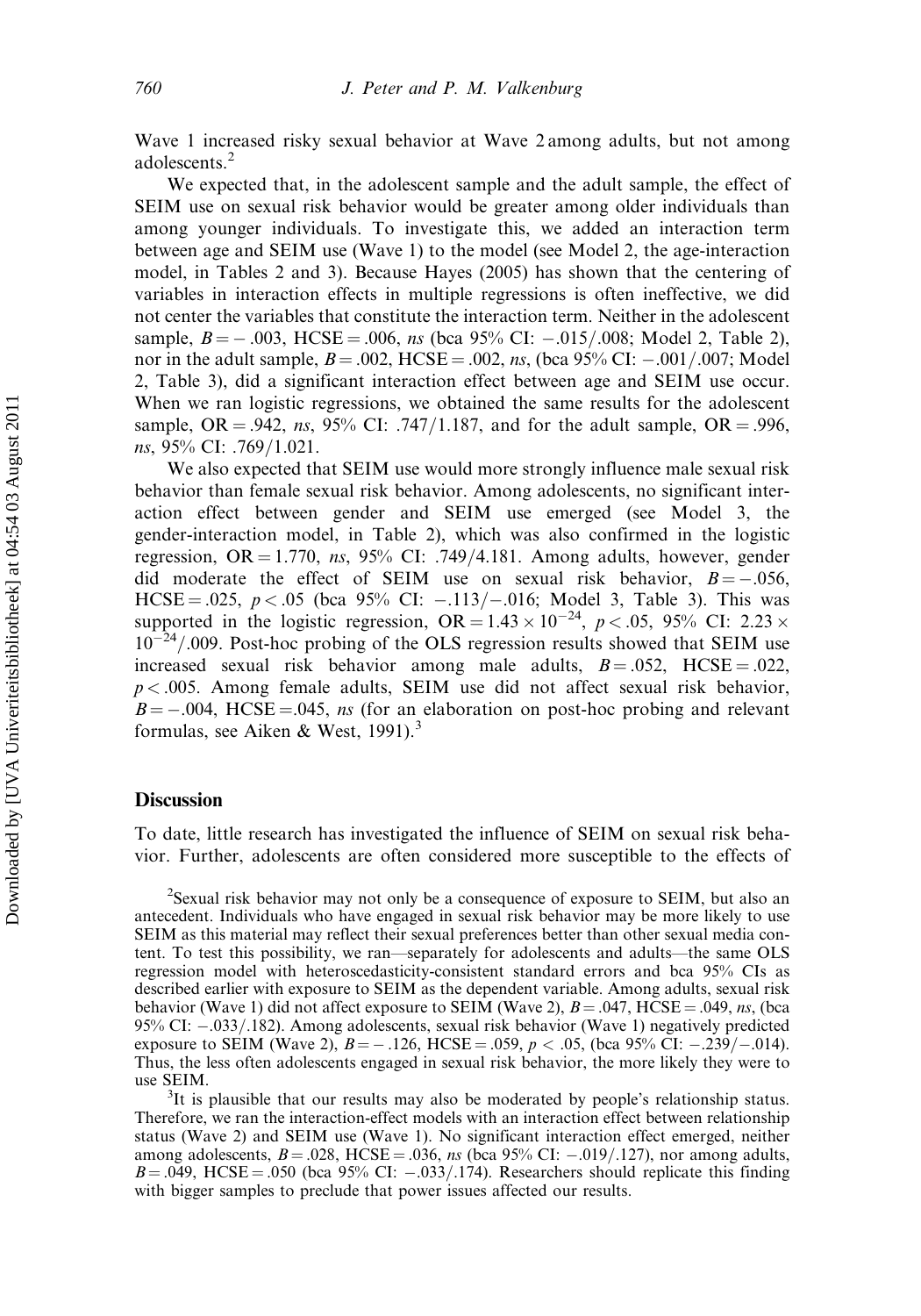Wave 1 increased risky sexual behavior at Wave 2 among adults, but not among adolescents.[2]

We expected that, in the adolescent sample and the adult sample, the effect of SEIM use on sexual risk behavior would be greater among older individuals than among younger individuals. To investigate this, we added an interaction term between age and SEIM use (Wave 1) to the model (see Model 2, the age-interaction model, in Tables 2 and 3). Because Hayes (2005) has shown that the centering of variables in interaction effects in multiple regressions is often ineffective, we did not center the variables that constitute the interaction term. Neither in the adolescent sample, $B = -.003$, HCSE $= .006$, *ns* (bca 95% CI: $-.015/.008$; Model 2, Table 2), nor in the adult sample, $B = .002$, HCSE $= .002$, *ns*, (bca 95% CI: $-.001/.007$; Model 2, Table 3), did a significant interaction effect between age and SEIM use occur. When we ran logistic regressions, we obtained the same results for the adolescent sample, OR $= .942$, *ns*, 95% CI: $.747/1.187$, and for the adult sample, OR $= .996$, *ns*, 95% CI: $.769/1.021$.

We also expected that SEIM use would more strongly influence male sexual risk behavior than female sexual risk behavior. Among adolescents, no significant interaction effect between gender and SEIM use emerged (see Model 3, the gender-interaction model, in Table 2), which was also confirmed in the logistic regression, OR $= 1.770$, *ns*, 95% CI: $.749/4.181$. Among adults, however, gender did moderate the effect of SEIM use on sexual risk behavior, $B = -.056$, HCSE $= .025$, $p < .05$ (bca 95% CI: $-.113/-.016$; Model 3, Table 3). This was supported in the logistic regression, OR $= 1.43 \times 10^{-24}$, $p < .05$, 95% CI: $2.23 \times 10^{-24}/.009$. Post-hoc probing of the OLS regression results showed that SEIM use increased sexual risk behavior among male adults, $B = .052$, HCSE $= .022$, $p < .005$. Among female adults, SEIM use did not affect sexual risk behavior, $B = -.004$, HCSE $= .045$, *ns* (for an elaboration on post-hoc probing and relevant formulas, see Aiken & West, 1991).[3]

## Discussion

To date, little research has investigated the influence of SEIM on sexual risk behavior. Further, adolescents are often considered more susceptible to the effects of

[2]Sexual risk behavior may not only be a consequence of exposure to SEIM, but also an antecedent. Individuals who have engaged in sexual risk behavior may be more likely to use SEIM as this material may reflect their sexual preferences better than other sexual media content. To test this possibility, we ran—separately for adolescents and adults—the same OLS regression model with heteroscedasticity-consistent standard errors and bca 95% CIs as described earlier with exposure to SEIM as the dependent variable. Among adults, sexual risk behavior (Wave 1) did not affect exposure to SEIM (Wave 2), $B = .047$, HCSE $= .049$, *ns*, (bca 95% CI: $-.033/.182$). Among adolescents, sexual risk behavior (Wave 1) negatively predicted exposure to SEIM (Wave 2), $B = -.126$, HCSE $= .059$, $p < .05$, (bca 95% CI: $-.239/-.014$). Thus, the less often adolescents engaged in sexual risk behavior, the more likely they were to use SEIM.

[3]It is plausible that our results may also be moderated by people's relationship status. Therefore, we ran the interaction-effect models with an interaction effect between relationship status (Wave 2) and SEIM use (Wave 1). No significant interaction effect emerged, neither among adolescents, $B = .028$, HCSE $= .036$, *ns* (bca 95% CI: $-.019/.127$), nor among adults, $B = .049$, HCSE $= .050$ (bca 95% CI: $-.033/.174$). Researchers should replicate this finding with bigger samples to preclude that power issues affected our results.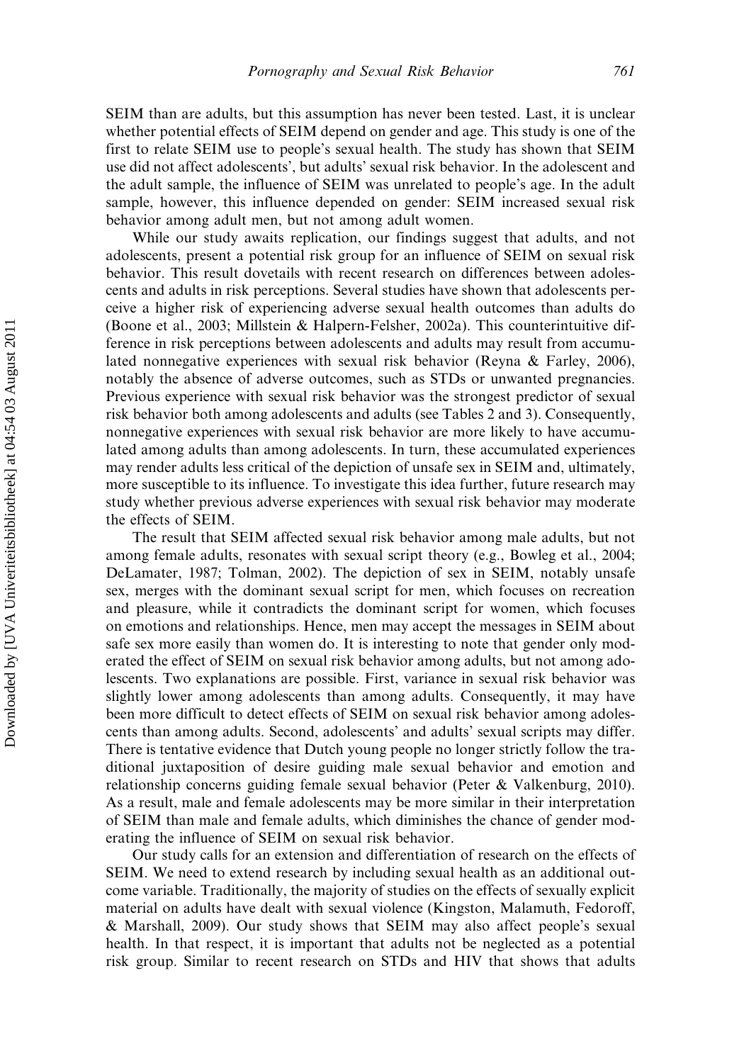SEIM than are adults, but this assumption has never been tested. Last, it is unclear whether potential effects of SEIM depend on gender and age. This study is one of the first to relate SEIM use to people's sexual health. The study has shown that SEIM use did not affect adolescents', but adults' sexual risk behavior. In the adolescent and the adult sample, the influence of SEIM was unrelated to people's age. In the adult sample, however, this influence depended on gender: SEIM increased sexual risk behavior among adult men, but not among adult women.

While our study awaits replication, our findings suggest that adults, and not adolescents, present a potential risk group for an influence of SEIM on sexual risk behavior. This result dovetails with recent research on differences between adolescents and adults in risk perceptions. Several studies have shown that adolescents perceive a higher risk of experiencing adverse sexual health outcomes than adults do (Boone et al., 2003; Millstein & Halpern-Felsher, 2002a). This counterintuitive difference in risk perceptions between adolescents and adults may result from accumulated nonnegative experiences with sexual risk behavior (Reyna & Farley, 2006), notably the absence of adverse outcomes, such as STDs or unwanted pregnancies. Previous experience with sexual risk behavior was the strongest predictor of sexual risk behavior both among adolescents and adults (see Tables 2 and 3). Consequently, nonnegative experiences with sexual risk behavior are more likely to have accumulated among adults than among adolescents. In turn, these accumulated experiences may render adults less critical of the depiction of unsafe sex in SEIM and, ultimately, more susceptible to its influence. To investigate this idea further, future research may study whether previous adverse experiences with sexual risk behavior may moderate the effects of SEIM.

The result that SEIM affected sexual risk behavior among male adults, but not among female adults, resonates with sexual script theory (e.g., Bowleg et al., 2004; DeLamater, 1987; Tolman, 2002). The depiction of sex in SEIM, notably unsafe sex, merges with the dominant sexual script for men, which focuses on recreation and pleasure, while it contradicts the dominant script for women, which focuses on emotions and relationships. Hence, men may accept the messages in SEIM about safe sex more easily than women do. It is interesting to note that gender only moderated the effect of SEIM on sexual risk behavior among adults, but not among adolescents. Two explanations are possible. First, variance in sexual risk behavior was slightly lower among adolescents than among adults. Consequently, it may have been more difficult to detect effects of SEIM on sexual risk behavior among adolescents than among adults. Second, adolescents' and adults' sexual scripts may differ. There is tentative evidence that Dutch young people no longer strictly follow the traditional juxtaposition of desire guiding male sexual behavior and emotion and relationship concerns guiding female sexual behavior (Peter & Valkenburg, 2010). As a result, male and female adolescents may be more similar in their interpretation of SEIM than male and female adults, which diminishes the chance of gender moderating the influence of SEIM on sexual risk behavior.

Our study calls for an extension and differentiation of research on the effects of SEIM. We need to extend research by including sexual health as an additional outcome variable. Traditionally, the majority of studies on the effects of sexually explicit material on adults have dealt with sexual violence (Kingston, Malamuth, Fedoroff, & Marshall, 2009). Our study shows that SEIM may also affect people's sexual health. In that respect, it is important that adults not be neglected as a potential risk group. Similar to recent research on STDs and HIV that shows that adults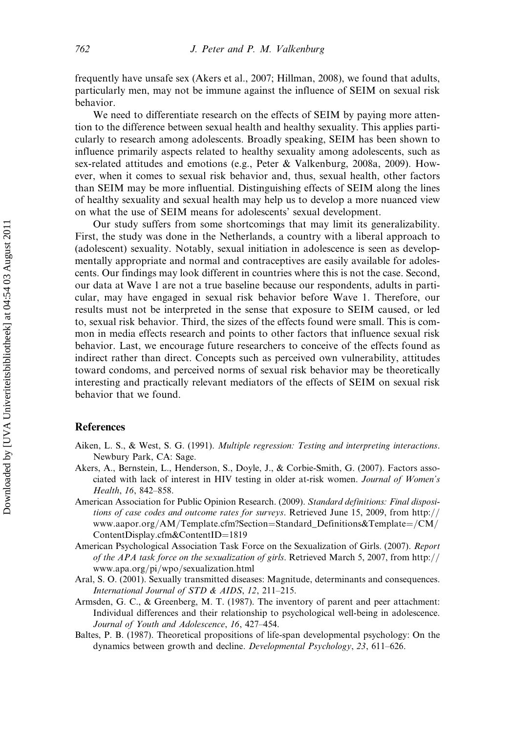frequently have unsafe sex (Akers et al., 2007; Hillman, 2008), we found that adults, particularly men, may not be immune against the influence of SEIM on sexual risk behavior.

We need to differentiate research on the effects of SEIM by paying more attention to the difference between sexual health and healthy sexuality. This applies particularly to research among adolescents. Broadly speaking, SEIM has been shown to influence primarily aspects related to healthy sexuality among adolescents, such as sex-related attitudes and emotions (e.g., Peter & Valkenburg, 2008a, 2009). However, when it comes to sexual risk behavior and, thus, sexual health, other factors than SEIM may be more influential. Distinguishing effects of SEIM along the lines of healthy sexuality and sexual health may help us to develop a more nuanced view on what the use of SEIM means for adolescents' sexual development.

Our study suffers from some shortcomings that may limit its generalizability. First, the study was done in the Netherlands, a country with a liberal approach to (adolescent) sexuality. Notably, sexual initiation in adolescence is seen as developmentally appropriate and normal and contraceptives are easily available for adolescents. Our findings may look different in countries where this is not the case. Second, our data at Wave 1 are not a true baseline because our respondents, adults in particular, may have engaged in sexual risk behavior before Wave 1. Therefore, our results must not be interpreted in the sense that exposure to SEIM caused, or led to, sexual risk behavior. Third, the sizes of the effects found were small. This is common in media effects research and points to other factors that influence sexual risk behavior. Last, we encourage future researchers to conceive of the effects found as indirect rather than direct. Concepts such as perceived own vulnerability, attitudes toward condoms, and perceived norms of sexual risk behavior may be theoretically interesting and practically relevant mediators of the effects of SEIM on sexual risk behavior that we found.

## References

Aiken, L. S., & West, S. G. (1991). *Multiple regression: Testing and interpreting interactions*. Newbury Park, CA: Sage.

Akers, A., Bernstein, L., Henderson, S., Doyle, J., & Corbie-Smith, G. (2007). Factors associated with lack of interest in HIV testing in older at-risk women. *Journal of Women's Health*, *16*, 842–858.

American Association for Public Opinion Research. (2009). *Standard definitions: Final dispositions of case codes and outcome rates for surveys*. Retrieved June 15, 2009, from http://www.aapor.org/AM/Template.cfm?Section=Standard_Definitions&Template=/CM/ContentDisplay.cfm&ContentID=1819

American Psychological Association Task Force on the Sexualization of Girls. (2007). *Report of the APA task force on the sexualization of girls*. Retrieved March 5, 2007, from http://www.apa.org/pi/wpo/sexualization.html

Aral, S. O. (2001). Sexually transmitted diseases: Magnitude, determinants and consequences. *International Journal of STD & AIDS*, *12*, 211–215.

Armsden, G. C., & Greenberg, M. T. (1987). The inventory of parent and peer attachment: Individual differences and their relationship to psychological well-being in adolescence. *Journal of Youth and Adolescence*, *16*, 427–454.

Baltes, P. B. (1987). Theoretical propositions of life-span developmental psychology: On the dynamics between growth and decline. *Developmental Psychology*, *23*, 611–626.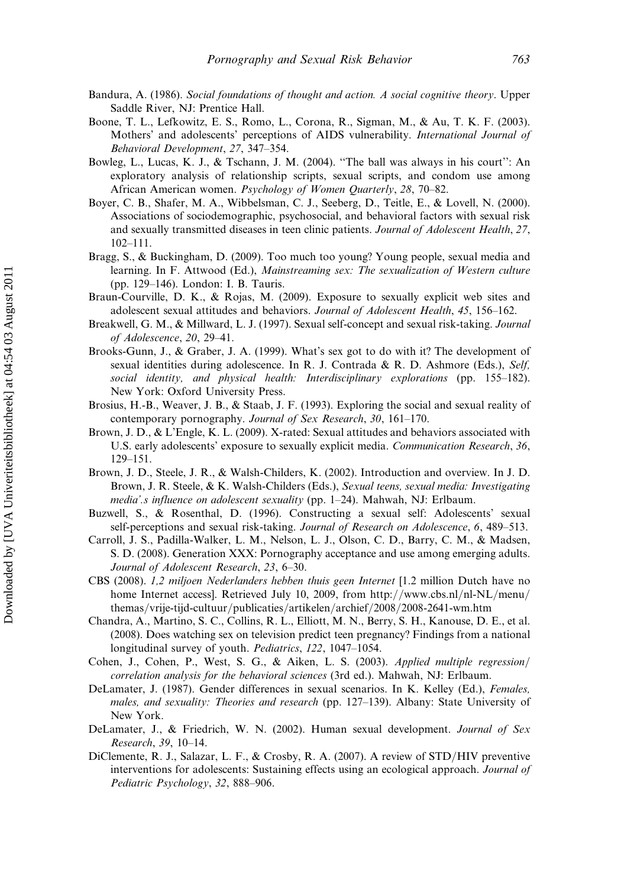Bandura, A. (1986). *Social foundations of thought and action. A social cognitive theory*. Upper Saddle River, NJ: Prentice Hall.

Boone, T. L., Lefkowitz, E. S., Romo, L., Corona, R., Sigman, M., & Au, T. K. F. (2003). Mothers' and adolescents' perceptions of AIDS vulnerability. *International Journal of Behavioral Development*, *27*, 347–354.

Bowleg, L., Lucas, K. J., & Tschann, J. M. (2004). ''The ball was always in his court'': An exploratory analysis of relationship scripts, sexual scripts, and condom use among African American women. *Psychology of Women Quarterly*, *28*, 70–82.

Boyer, C. B., Shafer, M. A., Wibbelsman, C. J., Seeberg, D., Teitle, E., & Lovell, N. (2000). Associations of sociodemographic, psychosocial, and behavioral factors with sexual risk and sexually transmitted diseases in teen clinic patients. *Journal of Adolescent Health*, *27*, 102–111.

Bragg, S., & Buckingham, D. (2009). Too much too young? Young people, sexual media and learning. In F. Attwood (Ed.), *Mainstreaming sex: The sexualization of Western culture* (pp. 129–146). London: I. B. Tauris.

Braun-Courville, D. K., & Rojas, M. (2009). Exposure to sexually explicit web sites and adolescent sexual attitudes and behaviors. *Journal of Adolescent Health*, *45*, 156–162.

Breakwell, G. M., & Millward, L. J. (1997). Sexual self-concept and sexual risk-taking. *Journal of Adolescence*, *20*, 29–41.

Brooks-Gunn, J., & Graber, J. A. (1999). What's sex got to do with it? The development of sexual identities during adolescence. In R. J. Contrada & R. D. Ashmore (Eds.), *Self, social identity, and physical health: Interdisciplinary explorations* (pp. 155–182). New York: Oxford University Press.

Brosius, H.-B., Weaver, J. B., & Staab, J. F. (1993). Exploring the social and sexual reality of contemporary pornography. *Journal of Sex Research*, *30*, 161–170.

Brown, J. D., & L'Engle, K. L. (2009). X-rated: Sexual attitudes and behaviors associated with U.S. early adolescents' exposure to sexually explicit media. *Communication Research*, *36*, 129–151.

Brown, J. D., Steele, J. R., & Walsh-Childers, K. (2002). Introduction and overview. In J. D. Brown, J. R. Steele, & K. Walsh-Childers (Eds.), *Sexual teens, sexual media: Investigating media'.s influence on adolescent sexuality* (pp. 1–24). Mahwah, NJ: Erlbaum.

Buzwell, S., & Rosenthal, D. (1996). Constructing a sexual self: Adolescents' sexual self-perceptions and sexual risk-taking. *Journal of Research on Adolescence*, *6*, 489–513.

Carroll, J. S., Padilla-Walker, L. M., Nelson, L. J., Olson, C. D., Barry, C. M., & Madsen, S. D. (2008). Generation XXX: Pornography acceptance and use among emerging adults. *Journal of Adolescent Research*, *23*, 6–30.

CBS (2008). *1,2 miljoen Nederlanders hebben thuis geen Internet* [1.2 million Dutch have no home Internet access]. Retrieved July 10, 2009, from http://www.cbs.nl/nl-NL/menu/themas/vrije-tijd-cultuur/publicaties/artikelen/archief/2008/2008-2641-wm.htm

Chandra, A., Martino, S. C., Collins, R. L., Elliott, M. N., Berry, S. H., Kanouse, D. E., et al. (2008). Does watching sex on television predict teen pregnancy? Findings from a national longitudinal survey of youth. *Pediatrics*, *122*, 1047–1054.

Cohen, J., Cohen, P., West, S. G., & Aiken, L. S. (2003). *Applied multiple regression/correlation analysis for the behavioral sciences* (3rd ed.). Mahwah, NJ: Erlbaum.

DeLamater, J. (1987). Gender differences in sexual scenarios. In K. Kelley (Ed.), *Females, males, and sexuality: Theories and research* (pp. 127–139). Albany: State University of New York.

DeLamater, J., & Friedrich, W. N. (2002). Human sexual development. *Journal of Sex Research*, *39*, 10–14.

DiClemente, R. J., Salazar, L. F., & Crosby, R. A. (2007). A review of STD/HIV preventive interventions for adolescents: Sustaining effects using an ecological approach. *Journal of Pediatric Psychology*, *32*, 888–906.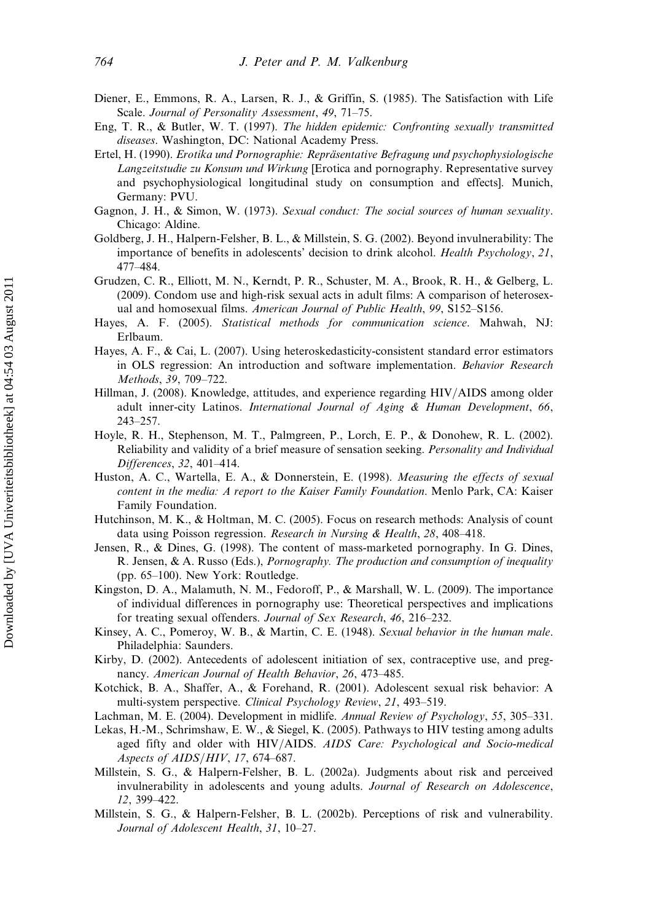Diener, E., Emmons, R. A., Larsen, R. J., & Griffin, S. (1985). The Satisfaction with Life Scale. *Journal of Personality Assessment*, *49*, 71–75.

Eng, T. R., & Butler, W. T. (1997). *The hidden epidemic: Confronting sexually transmitted diseases*. Washington, DC: National Academy Press.

Ertel, H. (1990). *Erotika und Pornographie: Repräsentative Befragung und psychophysiologische Langzeitstudie zu Konsum und Wirkung* [Erotica and pornography. Representative survey and psychophysiological longitudinal study on consumption and effects]. Munich, Germany: PVU.

Gagnon, J. H., & Simon, W. (1973). *Sexual conduct: The social sources of human sexuality*. Chicago: Aldine.

Goldberg, J. H., Halpern-Felsher, B. L., & Millstein, S. G. (2002). Beyond invulnerability: The importance of benefits in adolescents' decision to drink alcohol. *Health Psychology*, *21*, 477–484.

Grudzen, C. R., Elliott, M. N., Kerndt, P. R., Schuster, M. A., Brook, R. H., & Gelberg, L. (2009). Condom use and high-risk sexual acts in adult films: A comparison of heterosexual and homosexual films. *American Journal of Public Health*, *99*, S152–S156.

Hayes, A. F. (2005). *Statistical methods for communication science*. Mahwah, NJ: Erlbaum.

Hayes, A. F., & Cai, L. (2007). Using heteroskedasticity-consistent standard error estimators in OLS regression: An introduction and software implementation. *Behavior Research Methods*, *39*, 709–722.

Hillman, J. (2008). Knowledge, attitudes, and experience regarding HIV/AIDS among older adult inner-city Latinos. *International Journal of Aging & Human Development*, *66*, 243–257.

Hoyle, R. H., Stephenson, M. T., Palmgreen, P., Lorch, E. P., & Donohew, R. L. (2002). Reliability and validity of a brief measure of sensation seeking. *Personality and Individual Differences*, *32*, 401–414.

Huston, A. C., Wartella, E. A., & Donnerstein, E. (1998). *Measuring the effects of sexual content in the media: A report to the Kaiser Family Foundation*. Menlo Park, CA: Kaiser Family Foundation.

Hutchinson, M. K., & Holtman, M. C. (2005). Focus on research methods: Analysis of count data using Poisson regression. *Research in Nursing & Health*, *28*, 408–418.

Jensen, R., & Dines, G. (1998). The content of mass-marketed pornography. In G. Dines, R. Jensen, & A. Russo (Eds.), *Pornography. The production and consumption of inequality* (pp. 65–100). New York: Routledge.

Kingston, D. A., Malamuth, N. M., Fedoroff, P., & Marshall, W. L. (2009). The importance of individual differences in pornography use: Theoretical perspectives and implications for treating sexual offenders. *Journal of Sex Research*, *46*, 216–232.

Kinsey, A. C., Pomeroy, W. B., & Martin, C. E. (1948). *Sexual behavior in the human male*. Philadelphia: Saunders.

Kirby, D. (2002). Antecedents of adolescent initiation of sex, contraceptive use, and pregnancy. *American Journal of Health Behavior*, *26*, 473–485.

Kotchick, B. A., Shaffer, A., & Forehand, R. (2001). Adolescent sexual risk behavior: A multi-system perspective. *Clinical Psychology Review*, *21*, 493–519.

Lachman, M. E. (2004). Development in midlife. *Annual Review of Psychology*, *55*, 305–331.

Lekas, H.-M., Schrimshaw, E. W., & Siegel, K. (2005). Pathways to HIV testing among adults aged fifty and older with HIV/AIDS. *AIDS Care: Psychological and Socio-medical Aspects of AIDS/HIV*, *17*, 674–687.

Millstein, S. G., & Halpern-Felsher, B. L. (2002a). Judgments about risk and perceived invulnerability in adolescents and young adults. *Journal of Research on Adolescence*, *12*, 399–422.

Millstein, S. G., & Halpern-Felsher, B. L. (2002b). Perceptions of risk and vulnerability. *Journal of Adolescent Health*, *31*, 10–27.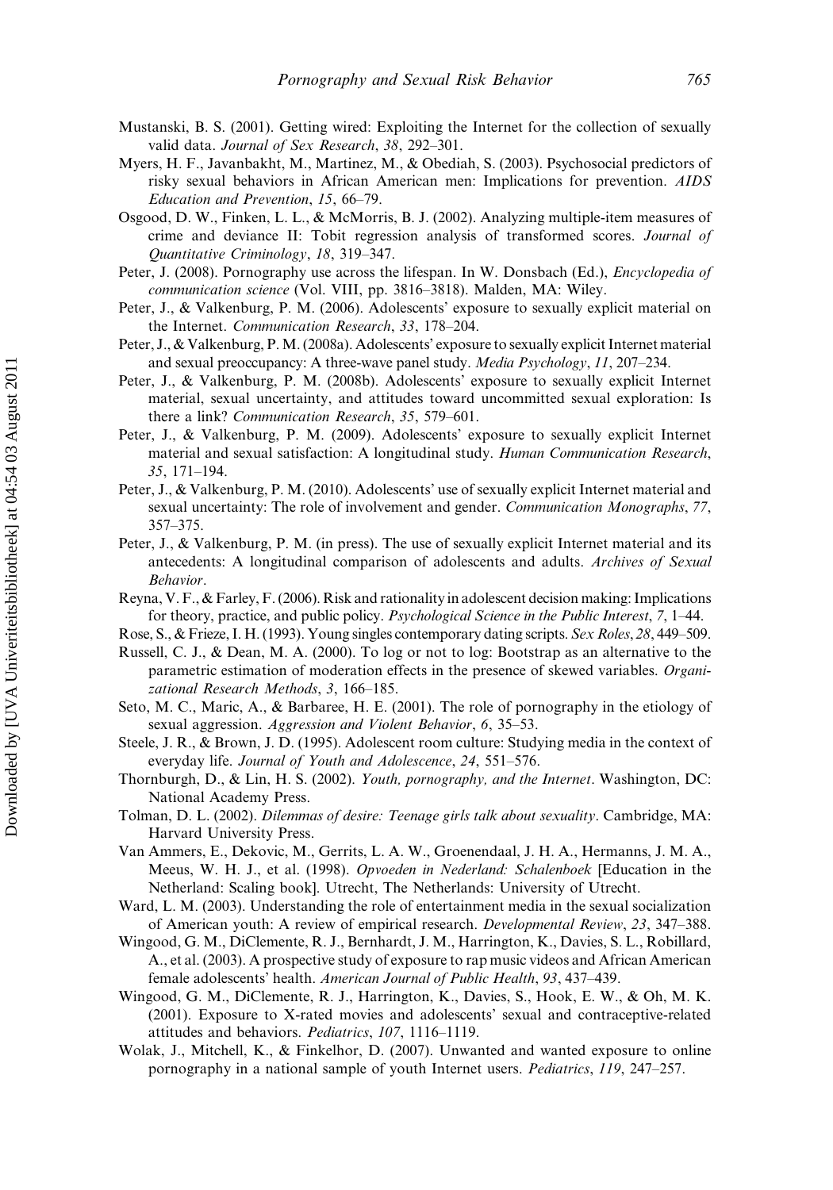Mustanski, B. S. (2001). Getting wired: Exploiting the Internet for the collection of sexually valid data. *Journal of Sex Research*, *38*, 292–301.

Myers, H. F., Javanbakht, M., Martinez, M., & Obediah, S. (2003). Psychosocial predictors of risky sexual behaviors in African American men: Implications for prevention. *AIDS Education and Prevention*, *15*, 66–79.

Osgood, D. W., Finken, L. L., & McMorris, B. J. (2002). Analyzing multiple-item measures of crime and deviance II: Tobit regression analysis of transformed scores. *Journal of Quantitative Criminology*, *18*, 319–347.

Peter, J. (2008). Pornography use across the lifespan. In W. Donsbach (Ed.), *Encyclopedia of communication science* (Vol. VIII, pp. 3816–3818). Malden, MA: Wiley.

Peter, J., & Valkenburg, P. M. (2006). Adolescents' exposure to sexually explicit material on the Internet. *Communication Research*, *33*, 178–204.

Peter, J., & Valkenburg, P. M. (2008a). Adolescents' exposure to sexually explicit Internet material and sexual preoccupancy: A three-wave panel study. *Media Psychology*, *11*, 207–234.

Peter, J., & Valkenburg, P. M. (2008b). Adolescents' exposure to sexually explicit Internet material, sexual uncertainty, and attitudes toward uncommitted sexual exploration: Is there a link? *Communication Research*, *35*, 579–601.

Peter, J., & Valkenburg, P. M. (2009). Adolescents' exposure to sexually explicit Internet material and sexual satisfaction: A longitudinal study. *Human Communication Research*, *35*, 171–194.

Peter, J., & Valkenburg, P. M. (2010). Adolescents' use of sexually explicit Internet material and sexual uncertainty: The role of involvement and gender. *Communication Monographs*, *77*, 357–375.

Peter, J., & Valkenburg, P. M. (in press). The use of sexually explicit Internet material and its antecedents: A longitudinal comparison of adolescents and adults. *Archives of Sexual Behavior*.

Reyna, V. F., & Farley, F. (2006). Risk and rationality in adolescent decision making: Implications for theory, practice, and public policy. *Psychological Science in the Public Interest*, *7*, 1–44.

Rose, S., & Frieze, I. H. (1993). Young singles contemporary dating scripts. *Sex Roles*, *28*, 449–509.

Russell, C. J., & Dean, M. A. (2000). To log or not to log: Bootstrap as an alternative to the parametric estimation of moderation effects in the presence of skewed variables. *Organizational Research Methods*, *3*, 166–185.

Seto, M. C., Maric, A., & Barbaree, H. E. (2001). The role of pornography in the etiology of sexual aggression. *Aggression and Violent Behavior*, *6*, 35–53.

Steele, J. R., & Brown, J. D. (1995). Adolescent room culture: Studying media in the context of everyday life. *Journal of Youth and Adolescence*, *24*, 551–576.

Thornburgh, D., & Lin, H. S. (2002). *Youth, pornography, and the Internet*. Washington, DC: National Academy Press.

Tolman, D. L. (2002). *Dilemmas of desire: Teenage girls talk about sexuality*. Cambridge, MA: Harvard University Press.

Van Ammers, E., Dekovic, M., Gerrits, L. A. W., Groenendaal, J. H. A., Hermanns, J. M. A., Meeus, W. H. J., et al. (1998). *Opvoeden in Nederland: Schalenboek* [Education in the Netherland: Scaling book]. Utrecht, The Netherlands: University of Utrecht.

Ward, L. M. (2003). Understanding the role of entertainment media in the sexual socialization of American youth: A review of empirical research. *Developmental Review*, *23*, 347–388.

Wingood, G. M., DiClemente, R. J., Bernhardt, J. M., Harrington, K., Davies, S. L., Robillard, A., et al. (2003). A prospective study of exposure to rap music videos and African American female adolescents' health. *American Journal of Public Health*, *93*, 437–439.

Wingood, G. M., DiClemente, R. J., Harrington, K., Davies, S., Hook, E. W., & Oh, M. K. (2001). Exposure to X-rated movies and adolescents' sexual and contraceptive-related attitudes and behaviors. *Pediatrics*, *107*, 1116–1119.

Wolak, J., Mitchell, K., & Finkelhor, D. (2007). Unwanted and wanted exposure to online pornography in a national sample of youth Internet users. *Pediatrics*, *119*, 247–257.